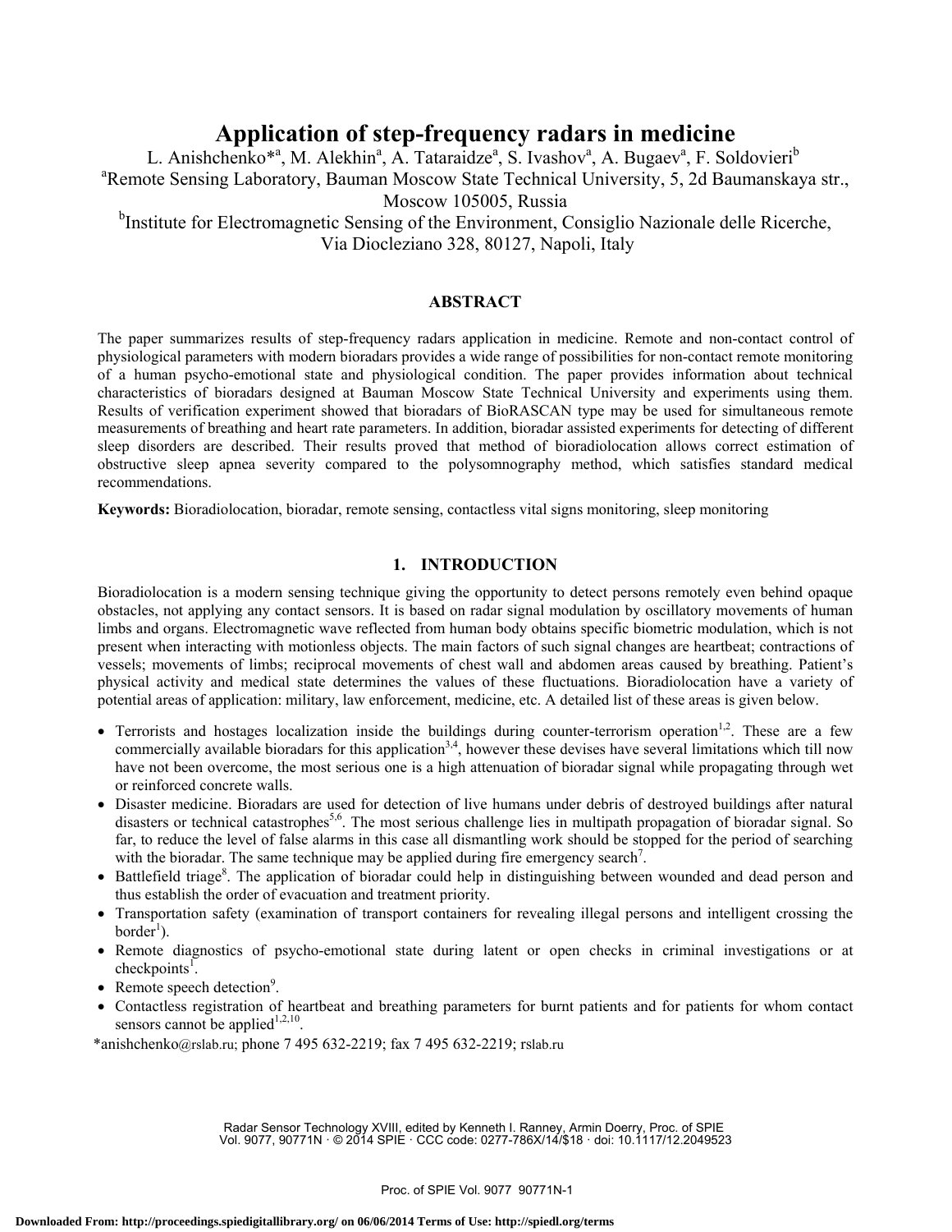# Application of step-frequency radars in medicine

L. Anishchenko*[a], M. Alekhin[a], A. Tataraidze[a], S. Ivashov[a], A. Bugaev[a], F. Soldovieri[b]

[a]Remote Sensing Laboratory, Bauman Moscow State Technical University, 5, 2d Baumanskaya str., Moscow 105005, Russia

[b]Institute for Electromagnetic Sensing of the Environment, Consiglio Nazionale delle Ricerche, Via Diocleziano 328, 80127, Napoli, Italy

## ABSTRACT

The paper summarizes results of step-frequency radars application in medicine. Remote and non-contact control of physiological parameters with modern bioradars provides a wide range of possibilities for non-contact remote monitoring of a human psycho-emotional state and physiological condition. The paper provides information about technical characteristics of bioradars designed at Bauman Moscow State Technical University and experiments using them. Results of verification experiment showed that bioradars of BioRASCAN type may be used for simultaneous remote measurements of breathing and heart rate parameters. In addition, bioradar assisted experiments for detecting of different sleep disorders are described. Their results proved that method of bioradiolocation allows correct estimation of obstructive sleep apnea severity compared to the polysomnography method, which satisfies standard medical recommendations.

**Keywords:** Bioradiolocation, bioradar, remote sensing, contactless vital signs monitoring, sleep monitoring

## 1. INTRODUCTION

Bioradiolocation is a modern sensing technique giving the opportunity to detect persons remotely even behind opaque obstacles, not applying any contact sensors. It is based on radar signal modulation by oscillatory movements of human limbs and organs. Electromagnetic wave reflected from human body obtains specific biometric modulation, which is not present when interacting with motionless objects. The main factors of such signal changes are heartbeat; contractions of vessels; movements of limbs; reciprocal movements of chest wall and abdomen areas caused by breathing. Patient's physical activity and medical state determines the values of these fluctuations. Bioradiolocation have a variety of potential areas of application: military, law enforcement, medicine, etc. A detailed list of these areas is given below.

- Terrorists and hostages localization inside the buildings during counter-terrorism operation[1,2]. These are a few commercially available bioradars for this application[3,4], however these devises have several limitations which till now have not been overcome, the most serious one is a high attenuation of bioradar signal while propagating through wet or reinforced concrete walls.
- Disaster medicine. Bioradars are used for detection of live humans under debris of destroyed buildings after natural disasters or technical catastrophes[5,6]. The most serious challenge lies in multipath propagation of bioradar signal. So far, to reduce the level of false alarms in this case all dismantling work should be stopped for the period of searching with the bioradar. The same technique may be applied during fire emergency search[7].
- Battlefield triage[8]. The application of bioradar could help in distinguishing between wounded and dead person and thus establish the order of evacuation and treatment priority.
- Transportation safety (examination of transport containers for revealing illegal persons and intelligent crossing the border[1]).
- Remote diagnostics of psycho-emotional state during latent or open checks in criminal investigations or at checkpoints[1].
- Remote speech detection[9].
- Contactless registration of heartbeat and breathing parameters for burnt patients and for patients for whom contact sensors cannot be applied[1,2,10].

*anishchenko@rslab.ru; phone 7 495 632-2219; fax 7 495 632-2219; rslab.ru

Radar Sensor Technology XVIII, edited by Kenneth I. Ranney, Armin Doerry, Proc. of SPIE Vol. 9077, 90771N · © 2014 SPIE · CCC code: 0277-786X/14/$18 · doi: 10.1117/12.2049523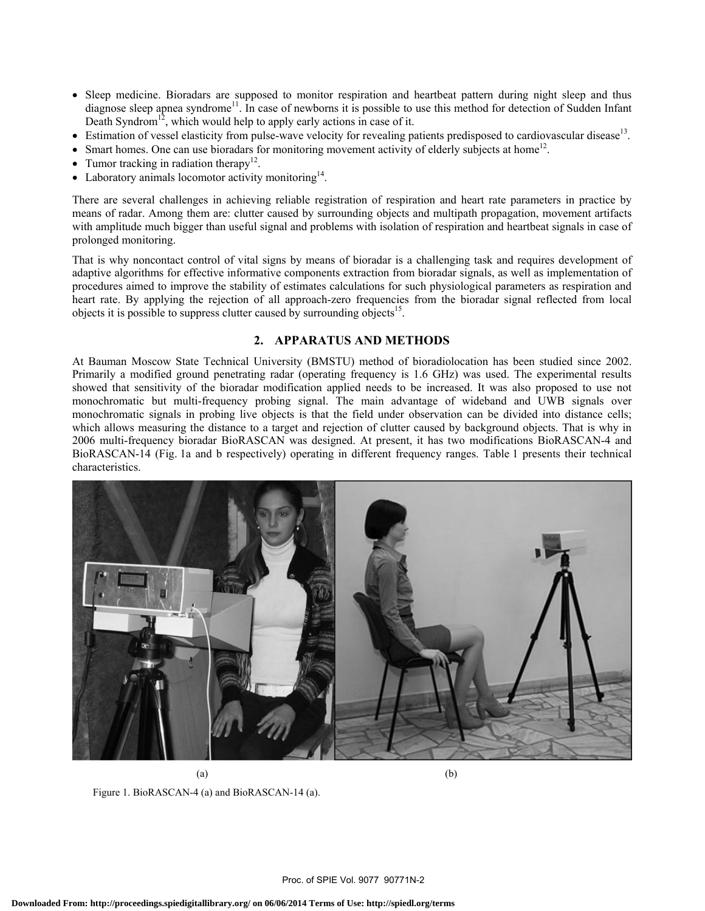- Sleep medicine. Bioradars are supposed to monitor respiration and heartbeat pattern during night sleep and thus diagnose sleep apnea syndrome[11]. In case of newborns it is possible to use this method for detection of Sudden Infant Death Syndrom[12], which would help to apply early actions in case of it.
- Estimation of vessel elasticity from pulse-wave velocity for revealing patients predisposed to cardiovascular disease[13].
- Smart homes. One can use bioradars for monitoring movement activity of elderly subjects at home[12].
- Tumor tracking in radiation therapy[12].
- Laboratory animals locomotor activity monitoring[14].

There are several challenges in achieving reliable registration of respiration and heart rate parameters in practice by means of radar. Among them are: clutter caused by surrounding objects and multipath propagation, movement artifacts with amplitude much bigger than useful signal and problems with isolation of respiration and heartbeat signals in case of prolonged monitoring.

That is why noncontact control of vital signs by means of bioradar is a challenging task and requires development of adaptive algorithms for effective informative components extraction from bioradar signals, as well as implementation of procedures aimed to improve the stability of estimates calculations for such physiological parameters as respiration and heart rate. By applying the rejection of all approach-zero frequencies from the bioradar signal reflected from local objects it is possible to suppress clutter caused by surrounding objects[15].

## 2. APPARATUS AND METHODS

At Bauman Moscow State Technical University (BMSTU) method of bioradiolocation has been studied since 2002. Primarily a modified ground penetrating radar (operating frequency is 1.6 GHz) was used. The experimental results showed that sensitivity of the bioradar modification applied needs to be increased. It was also proposed to use not monochromatic but multi-frequency probing signal. The main advantage of wideband and UWB signals over monochromatic signals in probing live objects is that the field under observation can be divided into distance cells; which allows measuring the distance to a target and rejection of clutter caused by background objects. That is why in 2006 multi-frequency bioradar BioRASCAN was designed. At present, it has two modifications BioRASCAN-4 and BioRASCAN-14 (Fig. 1a and b respectively) operating in different frequency ranges. Table 1 presents their technical characteristics.

(a) (b)

Figure 1. BioRASCAN-4 (a) and BioRASCAN-14 (a).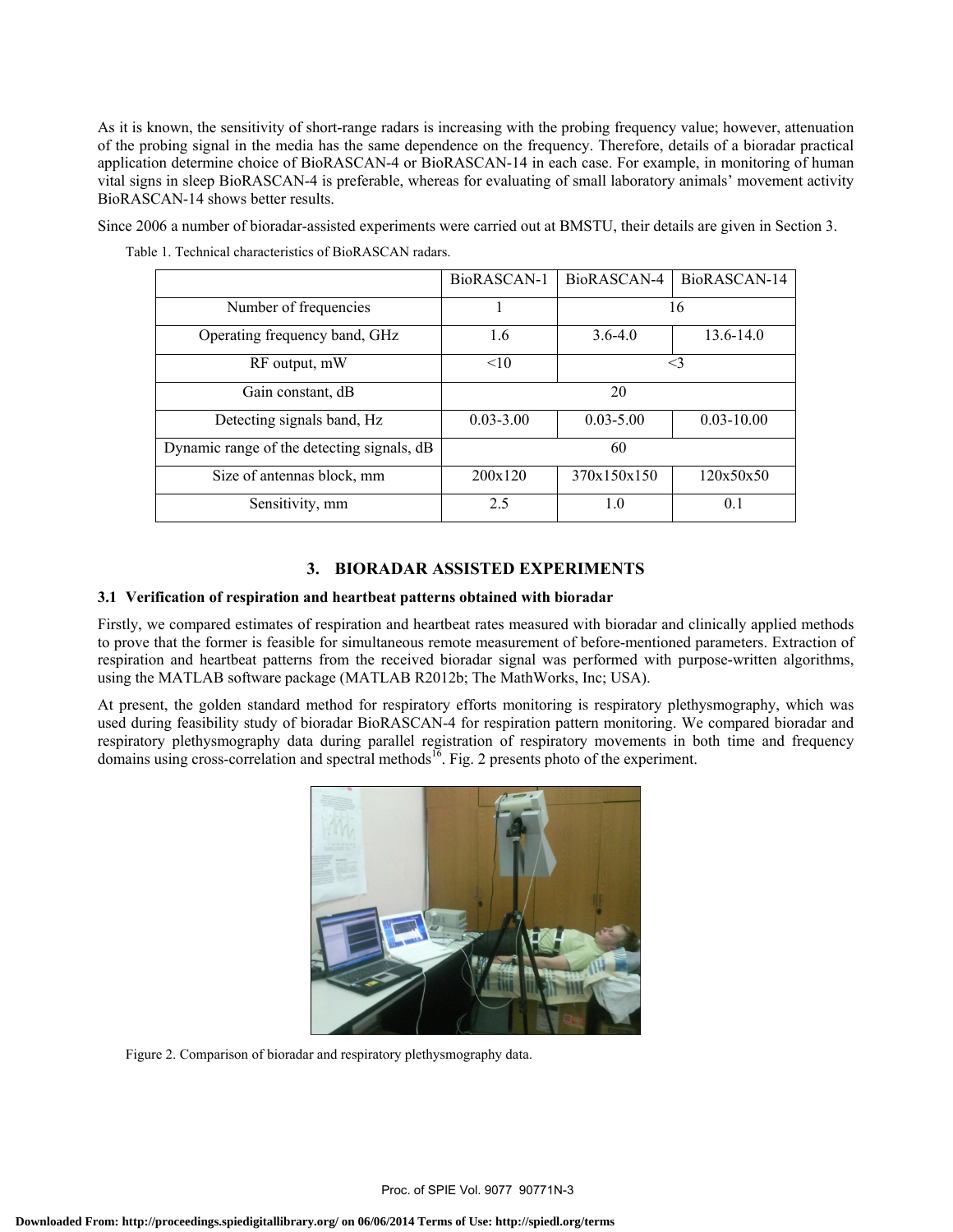As it is known, the sensitivity of short-range radars is increasing with the probing frequency value; however, attenuation of the probing signal in the media has the same dependence on the frequency. Therefore, details of a bioradar practical application determine choice of BioRASCAN-4 or BioRASCAN-14 in each case. For example, in monitoring of human vital signs in sleep BioRASCAN-4 is preferable, whereas for evaluating of small laboratory animals' movement activity BioRASCAN-14 shows better results.

Since 2006 a number of bioradar-assisted experiments were carried out at BMSTU, their details are given in Section 3.

Table 1. Technical characteristics of BioRASCAN radars.

| | BioRASCAN-1 | BioRASCAN-4 | BioRASCAN-14 |
|---|---|---|---|
| Number of frequencies | 1 | 16 | |
| Operating frequency band, GHz | 1.6 | 3.6-4.0 | 13.6-14.0 |
| RF output, mW | <10 | <3 | |
| Gain constant, dB | 20 | | |
| Detecting signals band, Hz | 0.03-3.00 | 0.03-5.00 | 0.03-10.00 |
| Dynamic range of the detecting signals, dB | 60 | | |
| Size of antennas block, mm | 200x120 | 370x150x150 | 120x50x50 |
| Sensitivity, mm | 2.5 | 1.0 | 0.1 |

## 3. BIORADAR ASSISTED EXPERIMENTS

### 3.1 Verification of respiration and heartbeat patterns obtained with bioradar

Firstly, we compared estimates of respiration and heartbeat rates measured with bioradar and clinically applied methods to prove that the former is feasible for simultaneous remote measurement of before-mentioned parameters. Extraction of respiration and heartbeat patterns from the received bioradar signal was performed with purpose-written algorithms, using the MATLAB software package (MATLAB R2012b; The MathWorks, Inc; USA).

At present, the golden standard method for respiratory efforts monitoring is respiratory plethysmography, which was used during feasibility study of bioradar BioRASCAN-4 for respiration pattern monitoring. We compared bioradar and respiratory plethysmography data during parallel registration of respiratory movements in both time and frequency domains using cross-correlation and spectral methods[16]. Fig. 2 presents photo of the experiment.

Figure 2. Comparison of bioradar and respiratory plethysmography data.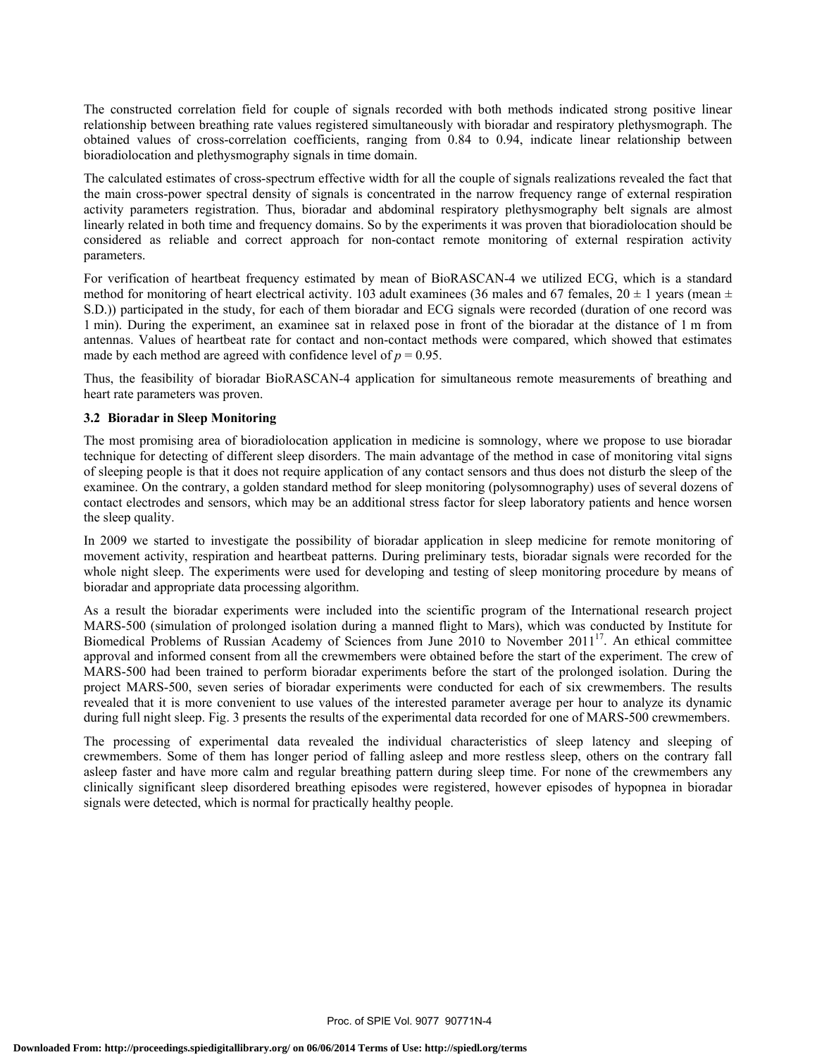The constructed correlation field for couple of signals recorded with both methods indicated strong positive linear relationship between breathing rate values registered simultaneously with bioradar and respiratory plethysmograph. The obtained values of cross-correlation coefficients, ranging from 0.84 to 0.94, indicate linear relationship between bioradiolocation and plethysmography signals in time domain.

The calculated estimates of cross-spectrum effective width for all the couple of signals realizations revealed the fact that the main cross-power spectral density of signals is concentrated in the narrow frequency range of external respiration activity parameters registration. Thus, bioradar and abdominal respiratory plethysmography belt signals are almost linearly related in both time and frequency domains. So by the experiments it was proven that bioradiolocation should be considered as reliable and correct approach for non-contact remote monitoring of external respiration activity parameters.

For verification of heartbeat frequency estimated by mean of BioRASCAN-4 we utilized ECG, which is a standard method for monitoring of heart electrical activity. 103 adult examinees (36 males and 67 females, 20 ± 1 years (mean ± S.D.)) participated in the study, for each of them bioradar and ECG signals were recorded (duration of one record was 1 min). During the experiment, an examinee sat in relaxed pose in front of the bioradar at the distance of 1 m from antennas. Values of heartbeat rate for contact and non-contact methods were compared, which showed that estimates made by each method are agreed with confidence level of $p = 0.95$.

Thus, the feasibility of bioradar BioRASCAN-4 application for simultaneous remote measurements of breathing and heart rate parameters was proven.

### 3.2 Bioradar in Sleep Monitoring

The most promising area of bioradiolocation application in medicine is somnology, where we propose to use bioradar technique for detecting of different sleep disorders. The main advantage of the method in case of monitoring vital signs of sleeping people is that it does not require application of any contact sensors and thus does not disturb the sleep of the examinee. On the contrary, a golden standard method for sleep monitoring (polysomnography) uses of several dozens of contact electrodes and sensors, which may be an additional stress factor for sleep laboratory patients and hence worsen the sleep quality.

In 2009 we started to investigate the possibility of bioradar application in sleep medicine for remote monitoring of movement activity, respiration and heartbeat patterns. During preliminary tests, bioradar signals were recorded for the whole night sleep. The experiments were used for developing and testing of sleep monitoring procedure by means of bioradar and appropriate data processing algorithm.

As a result the bioradar experiments were included into the scientific program of the International research project MARS-500 (simulation of prolonged isolation during a manned flight to Mars), which was conducted by Institute for Biomedical Problems of Russian Academy of Sciences from June 2010 to November 2011[17]. An ethical committee approval and informed consent from all the crewmembers were obtained before the start of the experiment. The crew of MARS-500 had been trained to perform bioradar experiments before the start of the prolonged isolation. During the project MARS-500, seven series of bioradar experiments were conducted for each of six crewmembers. The results revealed that it is more convenient to use values of the interested parameter average per hour to analyze its dynamic during full night sleep. Fig. 3 presents the results of the experimental data recorded for one of MARS-500 crewmembers.

The processing of experimental data revealed the individual characteristics of sleep latency and sleeping of crewmembers. Some of them has longer period of falling asleep and more restless sleep, others on the contrary fall asleep faster and have more calm and regular breathing pattern during sleep time. For none of the crewmembers any clinically significant sleep disordered breathing episodes were registered, however episodes of hypopnea in bioradar signals were detected, which is normal for practically healthy people.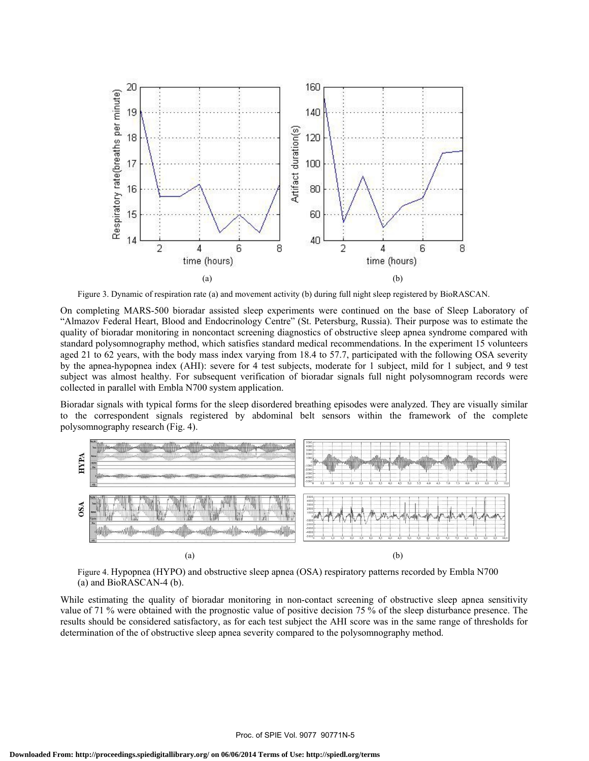Figure 3. Dynamic of respiration rate (a) and movement activity (b) during full night sleep registered by BioRASCAN.

On completing MARS-500 bioradar assisted sleep experiments were continued on the base of Sleep Laboratory of "Almazov Federal Heart, Blood and Endocrinology Centre" (St. Petersburg, Russia). Their purpose was to estimate the quality of bioradar monitoring in noncontact screening diagnostics of obstructive sleep apnea syndrome compared with standard polysomnography method, which satisfies standard medical recommendations. In the experiment 15 volunteers aged 21 to 62 years, with the body mass index varying from 18.4 to 57.7, participated with the following OSA severity by the apnea-hypopnea index (AHI): severe for 4 test subjects, moderate for 1 subject, mild for 1 subject, and 9 test subject was almost healthy. For subsequent verification of bioradar signals full night polysomnogram records were collected in parallel with Embla N700 system application.

Bioradar signals with typical forms for the sleep disordered breathing episodes were analyzed. They are visually similar to the correspondent signals registered by abdominal belt sensors within the framework of the complete polysomnography research (Fig. 4).

Figure 4. Hypopnea (HYPO) and obstructive sleep apnea (OSA) respiratory patterns recorded by Embla N700 (a) and BioRASCAN-4 (b).

While estimating the quality of bioradar monitoring in non-contact screening of obstructive sleep apnea sensitivity value of 71 % were obtained with the prognostic value of positive decision 75 % of the sleep disturbance presence. The results should be considered satisfactory, as for each test subject the AHI score was in the same range of thresholds for determination of the of obstructive sleep apnea severity compared to the polysomnography method.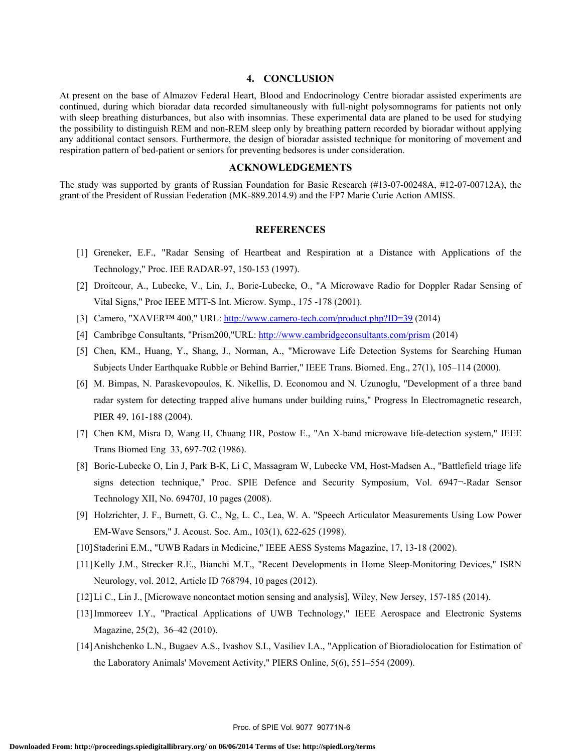## 4. CONCLUSION

At present on the base of Almazov Federal Heart, Blood and Endocrinology Centre bioradar assisted experiments are continued, during which bioradar data recorded simultaneously with full-night polysomnograms for patients not only with sleep breathing disturbances, but also with insomnias. These experimental data are planed to be used for studying the possibility to distinguish REM and non-REM sleep only by breathing pattern recorded by bioradar without applying any additional contact sensors. Furthermore, the design of bioradar assisted technique for monitoring of movement and respiration pattern of bed-patient or seniors for preventing bedsores is under consideration.

## ACKNOWLEDGEMENTS

The study was supported by grants of Russian Foundation for Basic Research (#13-07-00248A, #12-07-00712A), the grant of the President of Russian Federation (MK-889.2014.9) and the FP7 Marie Curie Action AMISS.

## REFERENCES

[1] Greneker, E.F., "Radar Sensing of Heartbeat and Respiration at a Distance with Applications of the Technology," Proc. IEE RADAR-97, 150-153 (1997).

[2] Droitcour, A., Lubecke, V., Lin, J., Boric-Lubecke, O., "A Microwave Radio for Doppler Radar Sensing of Vital Signs," Proc IEEE MTT-S Int. Microw. Symp., 175 -178 (2001).

[3] Camero, "XAVER™ 400," URL: http://www.camero-tech.com/product.php?ID=39 (2014)

[4] Cambribge Consultants, "Prism200,"URL: http://www.cambridgeconsultants.com/prism (2014)

[5] Chen, KM., Huang, Y., Shang, J., Norman, A., "Microwave Life Detection Systems for Searching Human Subjects Under Earthquake Rubble or Behind Barrier," IEEE Trans. Biomed. Eng., 27(1), 105–114 (2000).

[6] M. Bimpas, N. Paraskevopoulos, K. Nikellis, D. Economou and N. Uzunoglu, "Development of a three band radar system for detecting trapped alive humans under building ruins," Progress In Electromagnetic research, PIER 49, 161-188 (2004).

[7] Chen KM, Misra D, Wang H, Chuang HR, Postow E., "An X-band microwave life-detection system," IEEE Trans Biomed Eng 33, 697-702 (1986).

[8] Boric-Lubecke O, Lin J, Park B-K, Li C, Massagram W, Lubecke VM, Host-Madsen A., "Battlefield triage life signs detection technique," Proc. SPIE Defence and Security Symposium, Vol. 6947¬-Radar Sensor Technology XII, No. 69470J, 10 pages (2008).

[9] Holzrichter, J. F., Burnett, G. C., Ng, L. C., Lea, W. A. "Speech Articulator Measurements Using Low Power EM-Wave Sensors," J. Acoust. Soc. Am., 103(1), 622-625 (1998).

[10] Staderini E.M., "UWB Radars in Medicine," IEEE AESS Systems Magazine, 17, 13-18 (2002).

[11] Kelly J.M., Strecker R.E., Bianchi M.T., "Recent Developments in Home Sleep-Monitoring Devices," ISRN Neurology, vol. 2012, Article ID 768794, 10 pages (2012).

[12] Li C., Lin J., [Microwave noncontact motion sensing and analysis], Wiley, New Jersey, 157-185 (2014).

[13] Immoreev I.Y., "Practical Applications of UWB Technology," IEEE Aerospace and Electronic Systems Magazine, 25(2), 36–42 (2010).

[14] Anishchenko L.N., Bugaev A.S., Ivashov S.I., Vasiliev I.A., "Application of Bioradiolocation for Estimation of the Laboratory Animals' Movement Activity," PIERS Online, 5(6), 551–554 (2009).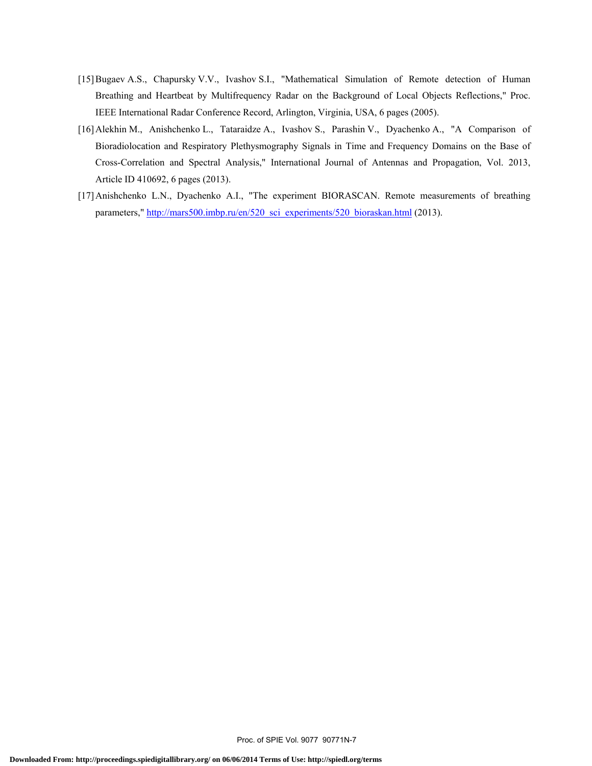[15] Bugaev A.S., Chapursky V.V., Ivashov S.I., "Mathematical Simulation of Remote detection of Human Breathing and Heartbeat by Multifrequency Radar on the Background of Local Objects Reflections," Proc. IEEE International Radar Conference Record, Arlington, Virginia, USA, 6 pages (2005).

[16] Alekhin M., Anishchenko L., Tataraidze A., Ivashov S., Parashin V., Dyachenko A., "A Comparison of Bioradiolocation and Respiratory Plethysmography Signals in Time and Frequency Domains on the Base of Cross-Correlation and Spectral Analysis," International Journal of Antennas and Propagation, Vol. 2013, Article ID 410692, 6 pages (2013).

[17] Anishchenko L.N., Dyachenko A.I., "The experiment BIORASCAN. Remote measurements of breathing parameters," http://mars500.imbp.ru/en/520_sci_experiments/520_bioraskan.html (2013).